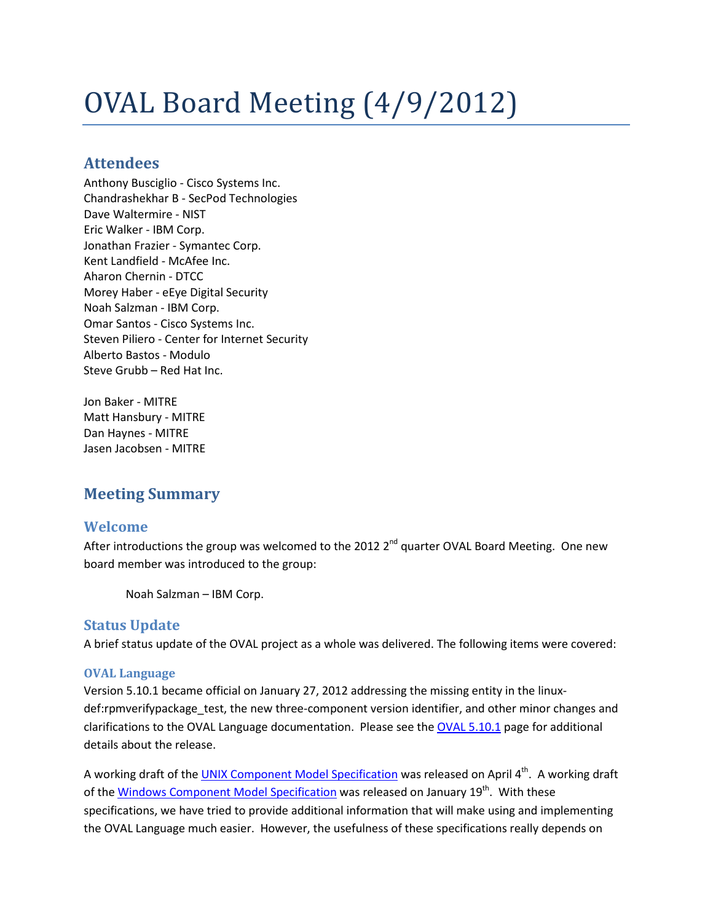# OVAL Board Meeting (4/9/2012)

## Attendees

Anthony Busciglio - Cisco Systems Inc.
Chandrashekhar B - SecPod Technologies
Dave Waltermire - NIST
Eric Walker - IBM Corp.
Jonathan Frazier - Symantec Corp.
Kent Landfield - McAfee Inc.
Aharon Chernin - DTCC
Morey Haber - eEye Digital Security
Noah Salzman - IBM Corp.
Omar Santos - Cisco Systems Inc.
Steven Piliero - Center for Internet Security
Alberto Bastos - Modulo
Steve Grubb – Red Hat Inc.

Jon Baker - MITRE
Matt Hansbury - MITRE
Dan Haynes - MITRE
Jasen Jacobsen - MITRE

## Meeting Summary

### Welcome

After introductions the group was welcomed to the 2012 2nd quarter OVAL Board Meeting. One new board member was introduced to the group:

> Noah Salzman – IBM Corp.

### Status Update

A brief status update of the OVAL project as a whole was delivered. The following items were covered:

#### OVAL Language

Version 5.10.1 became official on January 27, 2012 addressing the missing entity in the linux-def:rpmverifypackage_test, the new three-component version identifier, and other minor changes and clarifications to the OVAL Language documentation. Please see the [OVAL 5.10.1]() page for additional details about the release.

A working draft of the [UNIX Component Model Specification]() was released on April 4th. A working draft of the [Windows Component Model Specification]() was released on January 19th. With these specifications, we have tried to provide additional information that will make using and implementing the OVAL Language much easier. However, the usefulness of these specifications really depends on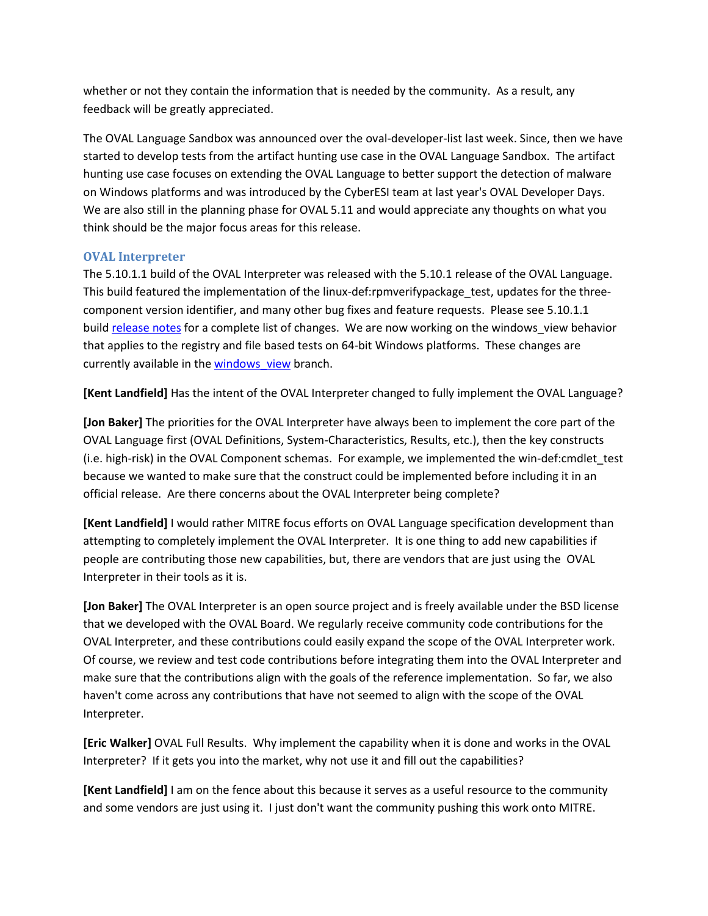whether or not they contain the information that is needed by the community. As a result, any feedback will be greatly appreciated.

The OVAL Language Sandbox was announced over the oval-developer-list last week. Since, then we have started to develop tests from the artifact hunting use case in the OVAL Language Sandbox. The artifact hunting use case focuses on extending the OVAL Language to better support the detection of malware on Windows platforms and was introduced by the CyberESI team at last year's OVAL Developer Days. We are also still in the planning phase for OVAL 5.11 and would appreciate any thoughts on what you think should be the major focus areas for this release.

### OVAL Interpreter

The 5.10.1.1 build of the OVAL Interpreter was released with the 5.10.1 release of the OVAL Language. This build featured the implementation of the linux-def:rpmverifypackage_test, updates for the three-component version identifier, and many other bug fixes and feature requests. Please see 5.10.1.1 build release notes for a complete list of changes. We are now working on the windows_view behavior that applies to the registry and file based tests on 64-bit Windows platforms. These changes are currently available in the windows_view branch.

**[Kent Landfield]** Has the intent of the OVAL Interpreter changed to fully implement the OVAL Language?

**[Jon Baker]** The priorities for the OVAL Interpreter have always been to implement the core part of the OVAL Language first (OVAL Definitions, System-Characteristics, Results, etc.), then the key constructs (i.e. high-risk) in the OVAL Component schemas. For example, we implemented the win-def:cmdlet_test because we wanted to make sure that the construct could be implemented before including it in an official release. Are there concerns about the OVAL Interpreter being complete?

**[Kent Landfield]** I would rather MITRE focus efforts on OVAL Language specification development than attempting to completely implement the OVAL Interpreter. It is one thing to add new capabilities if people are contributing those new capabilities, but, there are vendors that are just using the OVAL Interpreter in their tools as it is.

**[Jon Baker]** The OVAL Interpreter is an open source project and is freely available under the BSD license that we developed with the OVAL Board. We regularly receive community code contributions for the OVAL Interpreter, and these contributions could easily expand the scope of the OVAL Interpreter work. Of course, we review and test code contributions before integrating them into the OVAL Interpreter and make sure that the contributions align with the goals of the reference implementation. So far, we also haven't come across any contributions that have not seemed to align with the scope of the OVAL Interpreter.

**[Eric Walker]** OVAL Full Results. Why implement the capability when it is done and works in the OVAL Interpreter? If it gets you into the market, why not use it and fill out the capabilities?

**[Kent Landfield]** I am on the fence about this because it serves as a useful resource to the community and some vendors are just using it. I just don't want the community pushing this work onto MITRE.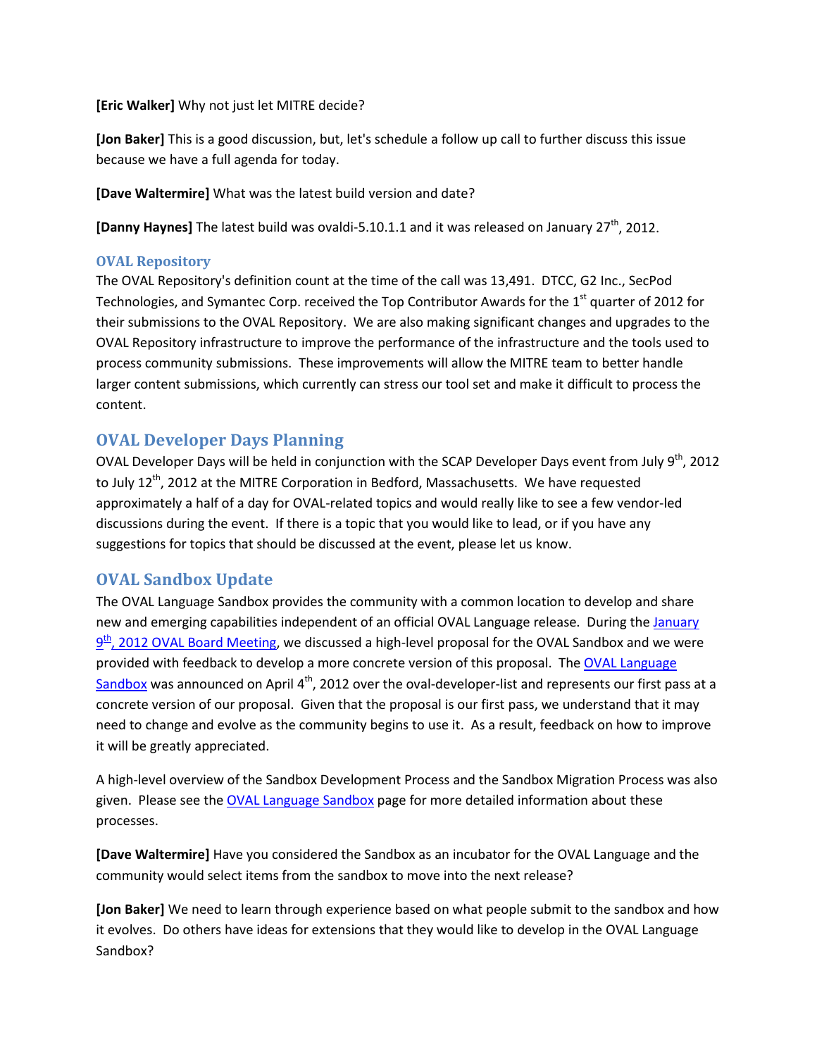**[Eric Walker]** Why not just let MITRE decide?

**[Jon Baker]** This is a good discussion, but, let's schedule a follow up call to further discuss this issue because we have a full agenda for today.

**[Dave Waltermire]** What was the latest build version and date?

**[Danny Haynes]** The latest build was ovaldi-5.10.1.1 and it was released on January 27th, 2012.

### OVAL Repository

The OVAL Repository's definition count at the time of the call was 13,491. DTCC, G2 Inc., SecPod Technologies, and Symantec Corp. received the Top Contributor Awards for the 1st quarter of 2012 for their submissions to the OVAL Repository. We are also making significant changes and upgrades to the OVAL Repository infrastructure to improve the performance of the infrastructure and the tools used to process community submissions. These improvements will allow the MITRE team to better handle larger content submissions, which currently can stress our tool set and make it difficult to process the content.

## OVAL Developer Days Planning

OVAL Developer Days will be held in conjunction with the SCAP Developer Days event from July 9th, 2012 to July 12th, 2012 at the MITRE Corporation in Bedford, Massachusetts. We have requested approximately a half of a day for OVAL-related topics and would really like to see a few vendor-led discussions during the event. If there is a topic that you would like to lead, or if you have any suggestions for topics that should be discussed at the event, please let us know.

## OVAL Sandbox Update

The OVAL Language Sandbox provides the community with a common location to develop and share new and emerging capabilities independent of an official OVAL Language release. During the January 9th, 2012 OVAL Board Meeting, we discussed a high-level proposal for the OVAL Sandbox and we were provided with feedback to develop a more concrete version of this proposal. The OVAL Language Sandbox was announced on April 4th, 2012 over the oval-developer-list and represents our first pass at a concrete version of our proposal. Given that the proposal is our first pass, we understand that it may need to change and evolve as the community begins to use it. As a result, feedback on how to improve it will be greatly appreciated.

A high-level overview of the Sandbox Development Process and the Sandbox Migration Process was also given. Please see the OVAL Language Sandbox page for more detailed information about these processes.

**[Dave Waltermire]** Have you considered the Sandbox as an incubator for the OVAL Language and the community would select items from the sandbox to move into the next release?

**[Jon Baker]** We need to learn through experience based on what people submit to the sandbox and how it evolves. Do others have ideas for extensions that they would like to develop in the OVAL Language Sandbox?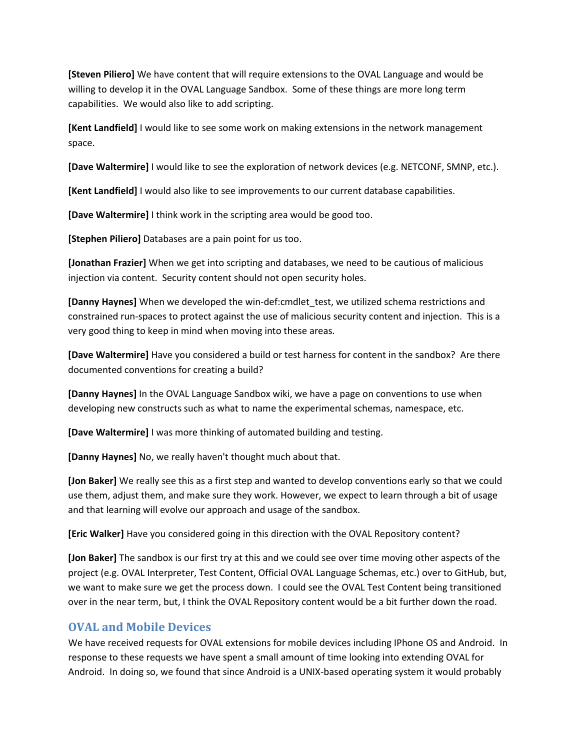**[Steven Piliero]** We have content that will require extensions to the OVAL Language and would be willing to develop it in the OVAL Language Sandbox. Some of these things are more long term capabilities. We would also like to add scripting.

**[Kent Landfield]** I would like to see some work on making extensions in the network management space.

**[Dave Waltermire]** I would like to see the exploration of network devices (e.g. NETCONF, SMNP, etc.).

**[Kent Landfield]** I would also like to see improvements to our current database capabilities.

**[Dave Waltermire]** I think work in the scripting area would be good too.

**[Stephen Piliero]** Databases are a pain point for us too.

**[Jonathan Frazier]** When we get into scripting and databases, we need to be cautious of malicious injection via content. Security content should not open security holes.

**[Danny Haynes]** When we developed the win-def:cmdlet_test, we utilized schema restrictions and constrained run-spaces to protect against the use of malicious security content and injection. This is a very good thing to keep in mind when moving into these areas.

**[Dave Waltermire]** Have you considered a build or test harness for content in the sandbox? Are there documented conventions for creating a build?

**[Danny Haynes]** In the OVAL Language Sandbox wiki, we have a page on conventions to use when developing new constructs such as what to name the experimental schemas, namespace, etc.

**[Dave Waltermire]** I was more thinking of automated building and testing.

**[Danny Haynes]** No, we really haven't thought much about that.

**[Jon Baker]** We really see this as a first step and wanted to develop conventions early so that we could use them, adjust them, and make sure they work. However, we expect to learn through a bit of usage and that learning will evolve our approach and usage of the sandbox.

**[Eric Walker]** Have you considered going in this direction with the OVAL Repository content?

**[Jon Baker]** The sandbox is our first try at this and we could see over time moving other aspects of the project (e.g. OVAL Interpreter, Test Content, Official OVAL Language Schemas, etc.) over to GitHub, but, we want to make sure we get the process down. I could see the OVAL Test Content being transitioned over in the near term, but, I think the OVAL Repository content would be a bit further down the road.

## OVAL and Mobile Devices

We have received requests for OVAL extensions for mobile devices including IPhone OS and Android. In response to these requests we have spent a small amount of time looking into extending OVAL for Android. In doing so, we found that since Android is a UNIX-based operating system it would probably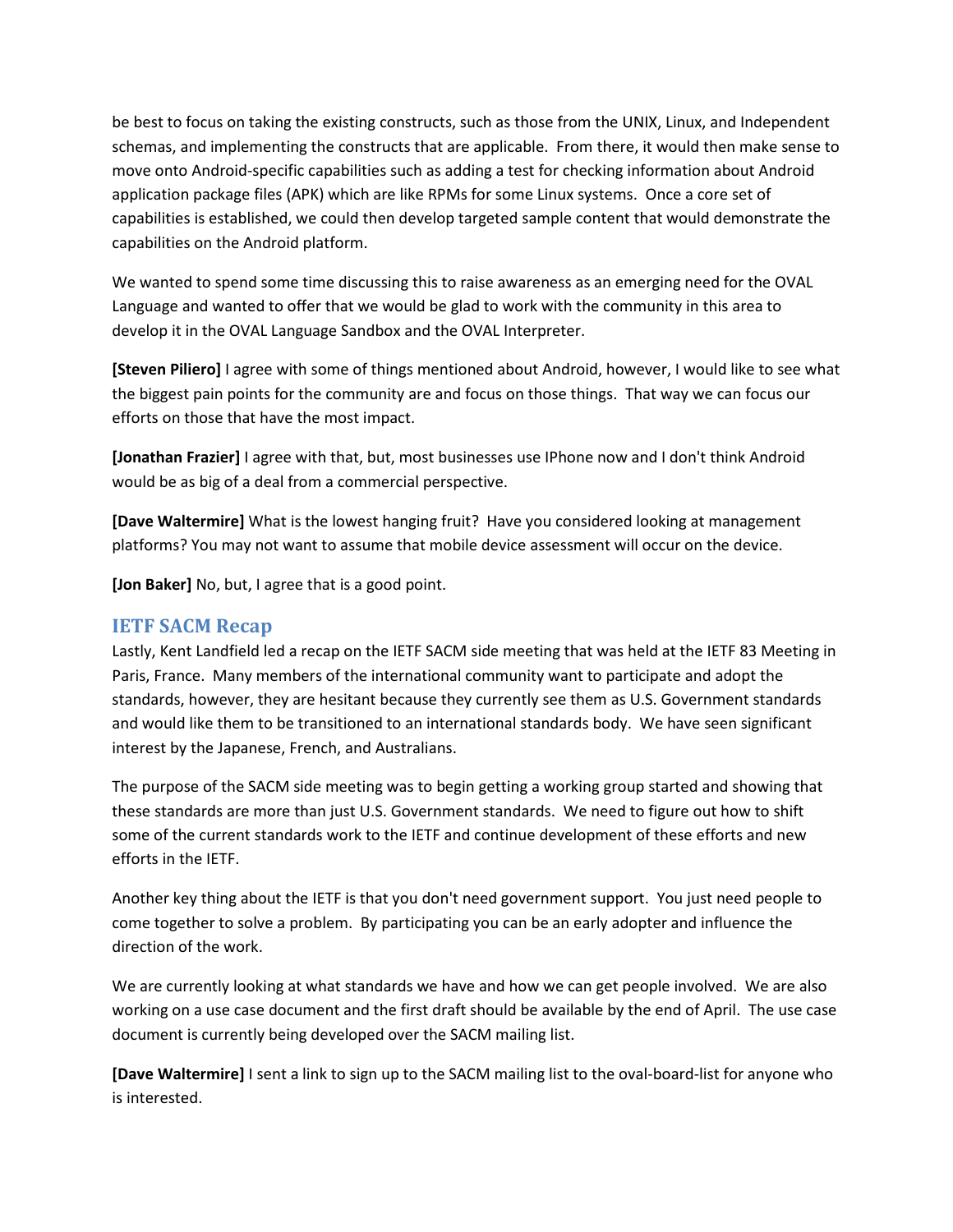be best to focus on taking the existing constructs, such as those from the UNIX, Linux, and Independent schemas, and implementing the constructs that are applicable. From there, it would then make sense to move onto Android-specific capabilities such as adding a test for checking information about Android application package files (APK) which are like RPMs for some Linux systems. Once a core set of capabilities is established, we could then develop targeted sample content that would demonstrate the capabilities on the Android platform.

We wanted to spend some time discussing this to raise awareness as an emerging need for the OVAL Language and wanted to offer that we would be glad to work with the community in this area to develop it in the OVAL Language Sandbox and the OVAL Interpreter.

**[Steven Piliero]** I agree with some of things mentioned about Android, however, I would like to see what the biggest pain points for the community are and focus on those things. That way we can focus our efforts on those that have the most impact.

**[Jonathan Frazier]** I agree with that, but, most businesses use IPhone now and I don't think Android would be as big of a deal from a commercial perspective.

**[Dave Waltermire]** What is the lowest hanging fruit? Have you considered looking at management platforms? You may not want to assume that mobile device assessment will occur on the device.

**[Jon Baker]** No, but, I agree that is a good point.

## IETF SACM Recap

Lastly, Kent Landfield led a recap on the IETF SACM side meeting that was held at the IETF 83 Meeting in Paris, France. Many members of the international community want to participate and adopt the standards, however, they are hesitant because they currently see them as U.S. Government standards and would like them to be transitioned to an international standards body. We have seen significant interest by the Japanese, French, and Australians.

The purpose of the SACM side meeting was to begin getting a working group started and showing that these standards are more than just U.S. Government standards. We need to figure out how to shift some of the current standards work to the IETF and continue development of these efforts and new efforts in the IETF.

Another key thing about the IETF is that you don't need government support. You just need people to come together to solve a problem. By participating you can be an early adopter and influence the direction of the work.

We are currently looking at what standards we have and how we can get people involved. We are also working on a use case document and the first draft should be available by the end of April. The use case document is currently being developed over the SACM mailing list.

**[Dave Waltermire]** I sent a link to sign up to the SACM mailing list to the oval-board-list for anyone who is interested.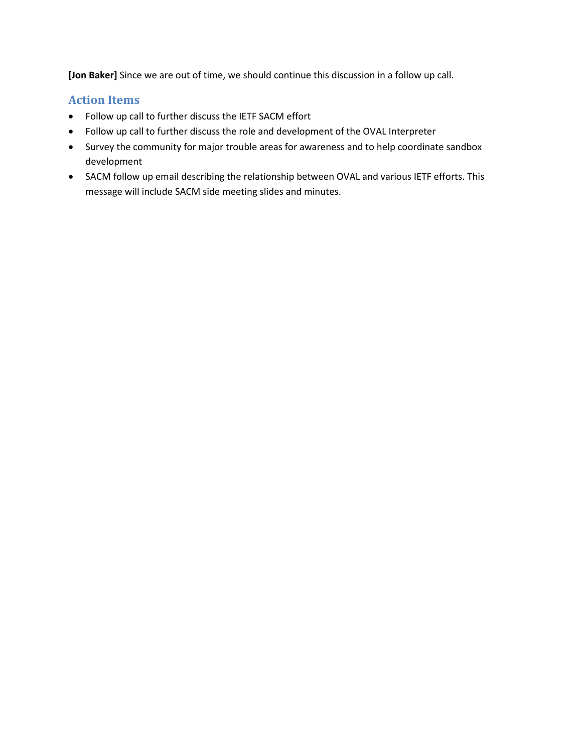**[Jon Baker]** Since we are out of time, we should continue this discussion in a follow up call.

## Action Items

- Follow up call to further discuss the IETF SACM effort
- Follow up call to further discuss the role and development of the OVAL Interpreter
- Survey the community for major trouble areas for awareness and to help coordinate sandbox development
- SACM follow up email describing the relationship between OVAL and various IETF efforts. This message will include SACM side meeting slides and minutes.